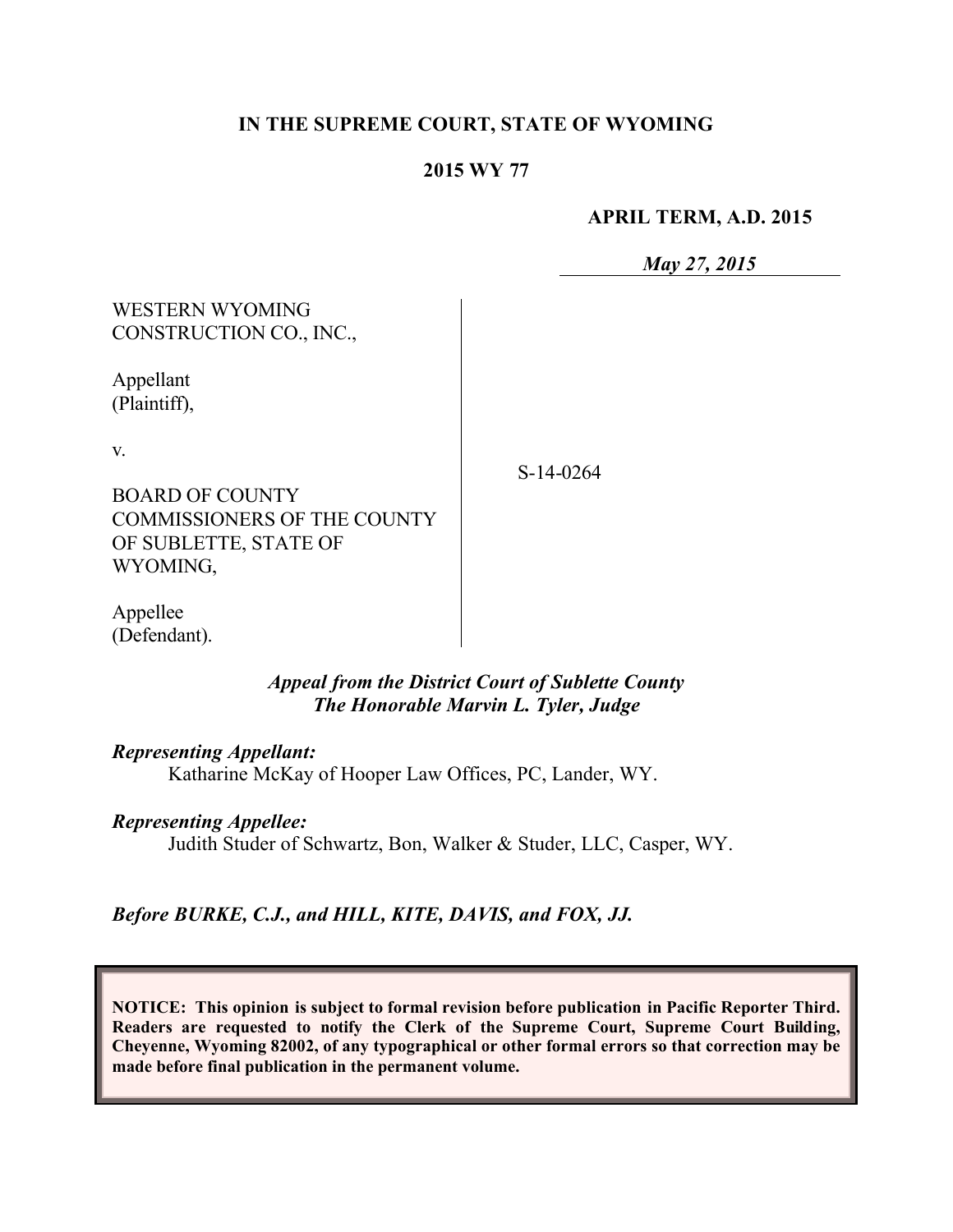**IN THE SUPREME COURT, STATE OF WYOMING**

**2015 WY 77**

**APRIL TERM, A.D. 2015**

*May 27, 2015*

| | |
|---|---|
| WESTERN WYOMING CONSTRUCTION CO., INC.,<br><br>Appellant (Plaintiff),<br><br>v.<br><br>BOARD OF COUNTY COMMISSIONERS OF THE COUNTY OF SUBLETTE, STATE OF WYOMING,<br><br>Appellee (Defendant). | S-14-0264 |

*Appeal from the District Court of Sublette County*
*The Honorable Marvin L. Tyler, Judge*

***Representing Appellant:***
Katharine McKay of Hooper Law Offices, PC, Lander, WY.

***Representing Appellee:***
Judith Studer of Schwartz, Bon, Walker & Studer, LLC, Casper, WY.

***Before BURKE, C.J., and HILL, KITE, DAVIS, and FOX, JJ.***

**NOTICE: This opinion is subject to formal revision before publication in Pacific Reporter Third. Readers are requested to notify the Clerk of the Supreme Court, Supreme Court Building, Cheyenne, Wyoming 82002, of any typographical or other formal errors so that correction may be made before final publication in the permanent volume.**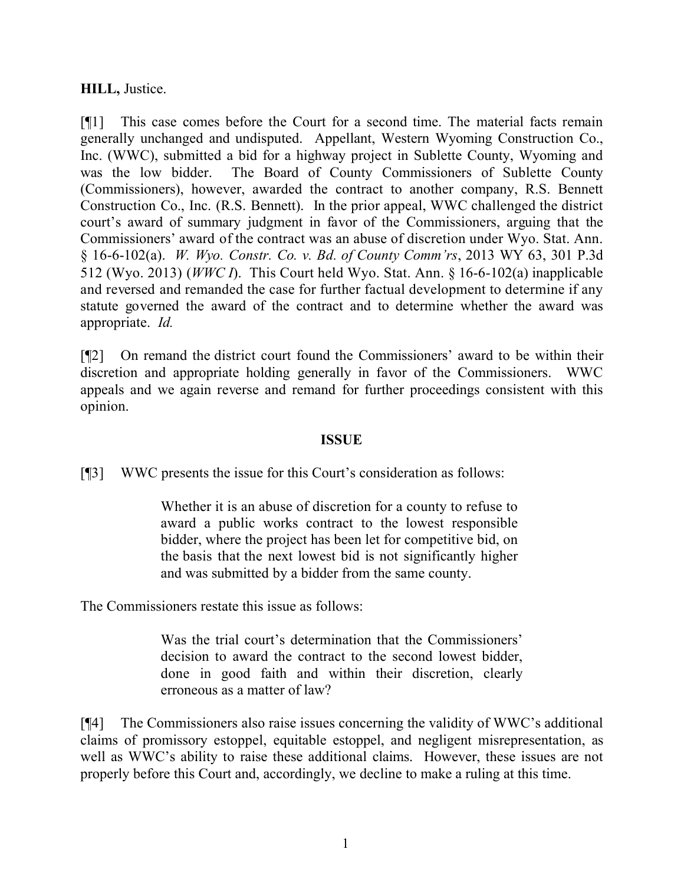**HILL,** Justice.

[¶1] This case comes before the Court for a second time. The material facts remain generally unchanged and undisputed. Appellant, Western Wyoming Construction Co., Inc. (WWC), submitted a bid for a highway project in Sublette County, Wyoming and was the low bidder. The Board of County Commissioners of Sublette County (Commissioners), however, awarded the contract to another company, R.S. Bennett Construction Co., Inc. (R.S. Bennett). In the prior appeal, WWC challenged the district court's award of summary judgment in favor of the Commissioners, arguing that the Commissioners' award of the contract was an abuse of discretion under Wyo. Stat. Ann. § 16-6-102(a). *W. Wyo. Constr. Co. v. Bd. of County Comm'rs*, 2013 WY 63, 301 P.3d 512 (Wyo. 2013) (*WWC I*). This Court held Wyo. Stat. Ann. § 16-6-102(a) inapplicable and reversed and remanded the case for further factual development to determine if any statute governed the award of the contract and to determine whether the award was appropriate. *Id.*

[¶2] On remand the district court found the Commissioners' award to be within their discretion and appropriate holding generally in favor of the Commissioners. WWC appeals and we again reverse and remand for further proceedings consistent with this opinion.

## ISSUE

[¶3] WWC presents the issue for this Court's consideration as follows:

> Whether it is an abuse of discretion for a county to refuse to award a public works contract to the lowest responsible bidder, where the project has been let for competitive bid, on the basis that the next lowest bid is not significantly higher and was submitted by a bidder from the same county.

The Commissioners restate this issue as follows:

> Was the trial court's determination that the Commissioners' decision to award the contract to the second lowest bidder, done in good faith and within their discretion, clearly erroneous as a matter of law?

[¶4] The Commissioners also raise issues concerning the validity of WWC's additional claims of promissory estoppel, equitable estoppel, and negligent misrepresentation, as well as WWC's ability to raise these additional claims. However, these issues are not properly before this Court and, accordingly, we decline to make a ruling at this time.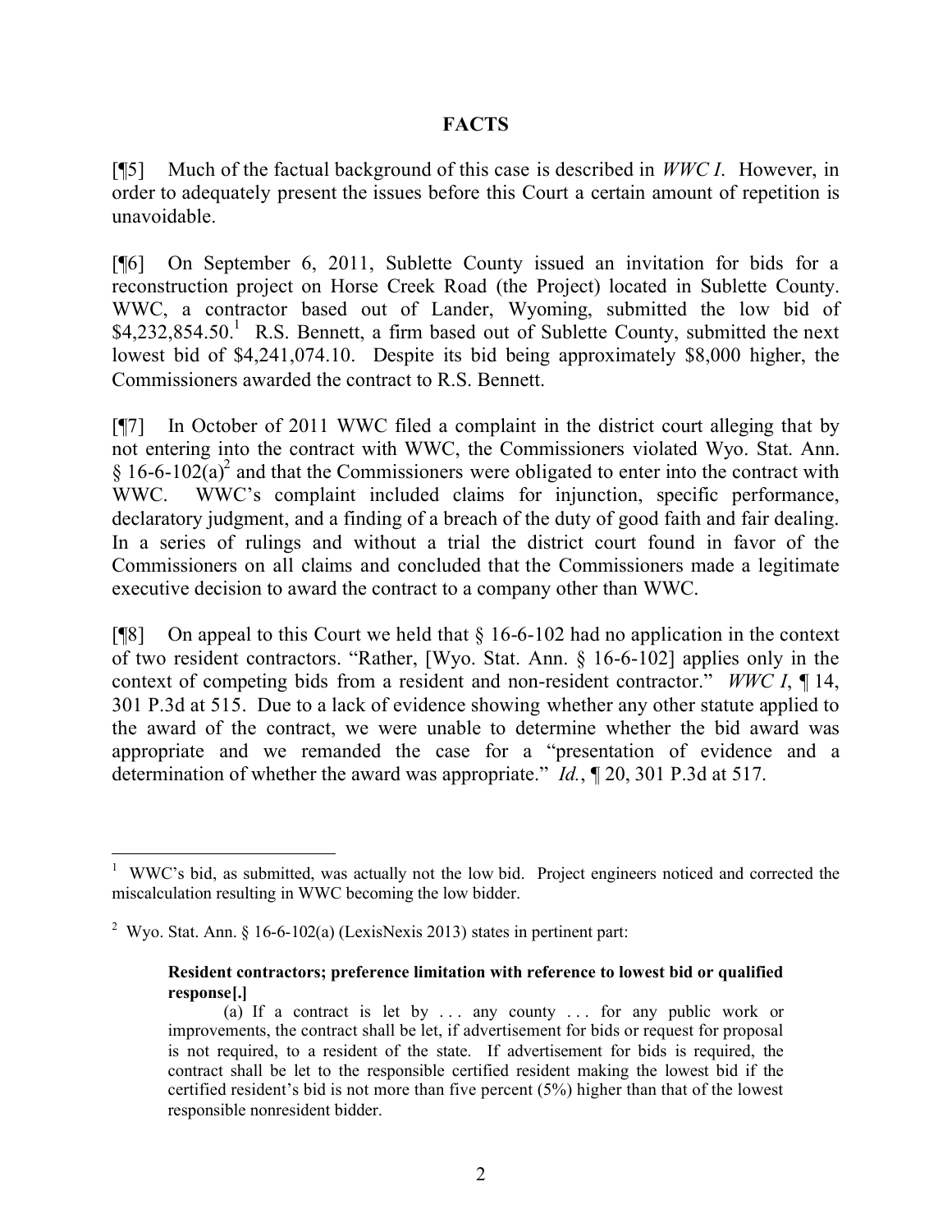## FACTS

[¶5] Much of the factual background of this case is described in *WWC I*. However, in order to adequately present the issues before this Court a certain amount of repetition is unavoidable.

[¶6] On September 6, 2011, Sublette County issued an invitation for bids for a reconstruction project on Horse Creek Road (the Project) located in Sublette County. WWC, a contractor based out of Lander, Wyoming, submitted the low bid of $4,232,854.50.[1] R.S. Bennett, a firm based out of Sublette County, submitted the next lowest bid of $4,241,074.10. Despite its bid being approximately $8,000 higher, the Commissioners awarded the contract to R.S. Bennett.

[¶7] In October of 2011 WWC filed a complaint in the district court alleging that by not entering into the contract with WWC, the Commissioners violated Wyo. Stat. Ann. § 16-6-102(a)[2] and that the Commissioners were obligated to enter into the contract with WWC. WWC's complaint included claims for injunction, specific performance, declaratory judgment, and a finding of a breach of the duty of good faith and fair dealing. In a series of rulings and without a trial the district court found in favor of the Commissioners on all claims and concluded that the Commissioners made a legitimate executive decision to award the contract to a company other than WWC.

[¶8] On appeal to this Court we held that § 16-6-102 had no application in the context of two resident contractors. "Rather, [Wyo. Stat. Ann. § 16-6-102] applies only in the context of competing bids from a resident and non-resident contractor." *WWC I*, ¶ 14, 301 P.3d at 515. Due to a lack of evidence showing whether any other statute applied to the award of the contract, we were unable to determine whether the bid award was appropriate and we remanded the case for a "presentation of evidence and a determination of whether the award was appropriate." *Id.*, ¶ 20, 301 P.3d at 517.

---

[1] WWC's bid, as submitted, was actually not the low bid. Project engineers noticed and corrected the miscalculation resulting in WWC becoming the low bidder.

[2] Wyo. Stat. Ann. § 16-6-102(a) (LexisNexis 2013) states in pertinent part:

> **Resident contractors; preference limitation with reference to lowest bid or qualified response[.]**
>
> (a) If a contract is let by . . . any county . . . for any public work or improvements, the contract shall be let, if advertisement for bids or request for proposal is not required, to a resident of the state. If advertisement for bids is required, the contract shall be let to the responsible certified resident making the lowest bid if the certified resident's bid is not more than five percent (5%) higher than that of the lowest responsible nonresident bidder.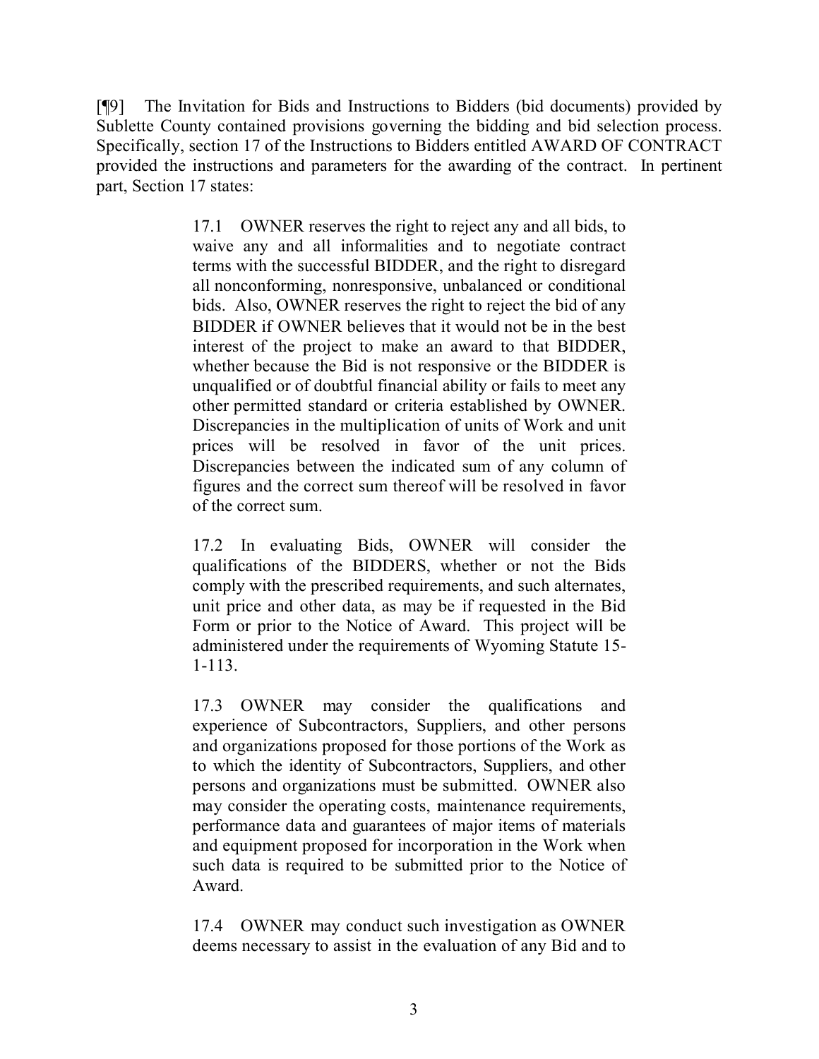[¶9] The Invitation for Bids and Instructions to Bidders (bid documents) provided by Sublette County contained provisions governing the bidding and bid selection process. Specifically, section 17 of the Instructions to Bidders entitled AWARD OF CONTRACT provided the instructions and parameters for the awarding of the contract. In pertinent part, Section 17 states:

> 17.1 OWNER reserves the right to reject any and all bids, to waive any and all informalities and to negotiate contract terms with the successful BIDDER, and the right to disregard all nonconforming, nonresponsive, unbalanced or conditional bids. Also, OWNER reserves the right to reject the bid of any BIDDER if OWNER believes that it would not be in the best interest of the project to make an award to that BIDDER, whether because the Bid is not responsive or the BIDDER is unqualified or of doubtful financial ability or fails to meet any other permitted standard or criteria established by OWNER. Discrepancies in the multiplication of units of Work and unit prices will be resolved in favor of the unit prices. Discrepancies between the indicated sum of any column of figures and the correct sum thereof will be resolved in favor of the correct sum.
>
> 17.2 In evaluating Bids, OWNER will consider the qualifications of the BIDDERS, whether or not the Bids comply with the prescribed requirements, and such alternates, unit price and other data, as may be if requested in the Bid Form or prior to the Notice of Award. This project will be administered under the requirements of Wyoming Statute 15-1-113.
>
> 17.3 OWNER may consider the qualifications and experience of Subcontractors, Suppliers, and other persons and organizations proposed for those portions of the Work as to which the identity of Subcontractors, Suppliers, and other persons and organizations must be submitted. OWNER also may consider the operating costs, maintenance requirements, performance data and guarantees of major items of materials and equipment proposed for incorporation in the Work when such data is required to be submitted prior to the Notice of Award.
>
> 17.4 OWNER may conduct such investigation as OWNER deems necessary to assist in the evaluation of any Bid and to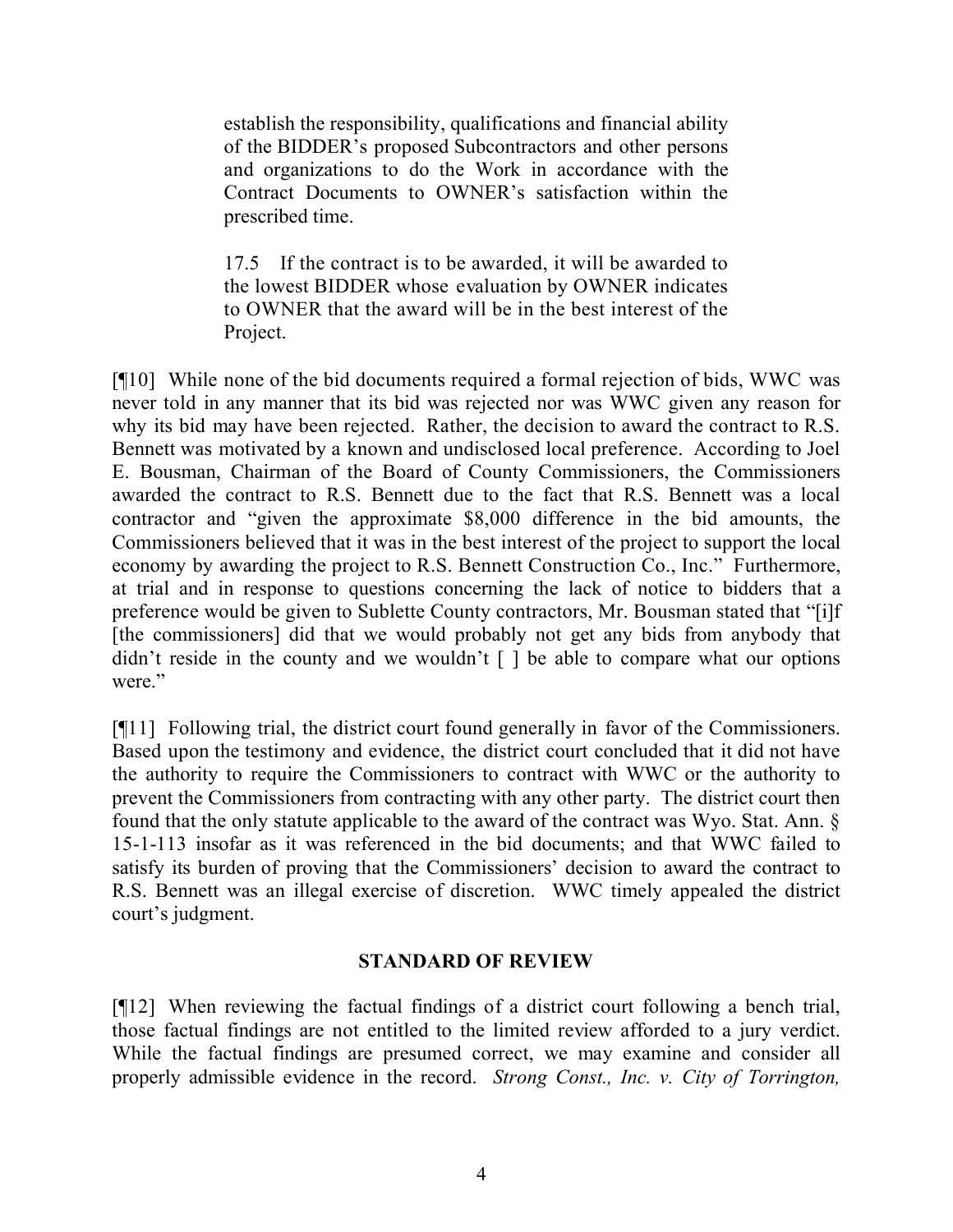> establish the responsibility, qualifications and financial ability of the BIDDER's proposed Subcontractors and other persons and organizations to do the Work in accordance with the Contract Documents to OWNER's satisfaction within the prescribed time.
>
> 17.5 If the contract is to be awarded, it will be awarded to the lowest BIDDER whose evaluation by OWNER indicates to OWNER that the award will be in the best interest of the Project.

[¶10] While none of the bid documents required a formal rejection of bids, WWC was never told in any manner that its bid was rejected nor was WWC given any reason for why its bid may have been rejected. Rather, the decision to award the contract to R.S. Bennett was motivated by a known and undisclosed local preference. According to Joel E. Bousman, Chairman of the Board of County Commissioners, the Commissioners awarded the contract to R.S. Bennett due to the fact that R.S. Bennett was a local contractor and "given the approximate $8,000 difference in the bid amounts, the Commissioners believed that it was in the best interest of the project to support the local economy by awarding the project to R.S. Bennett Construction Co., Inc." Furthermore, at trial and in response to questions concerning the lack of notice to bidders that a preference would be given to Sublette County contractors, Mr. Bousman stated that "[i]f [the commissioners] did that we would probably not get any bids from anybody that didn't reside in the county and we wouldn't [ ] be able to compare what our options were."

[¶11] Following trial, the district court found generally in favor of the Commissioners. Based upon the testimony and evidence, the district court concluded that it did not have the authority to require the Commissioners to contract with WWC or the authority to prevent the Commissioners from contracting with any other party. The district court then found that the only statute applicable to the award of the contract was Wyo. Stat. Ann. § 15-1-113 insofar as it was referenced in the bid documents; and that WWC failed to satisfy its burden of proving that the Commissioners' decision to award the contract to R.S. Bennett was an illegal exercise of discretion. WWC timely appealed the district court's judgment.

## STANDARD OF REVIEW

[¶12] When reviewing the factual findings of a district court following a bench trial, those factual findings are not entitled to the limited review afforded to a jury verdict. While the factual findings are presumed correct, we may examine and consider all properly admissible evidence in the record. *Strong Const., Inc. v. City of Torrington,*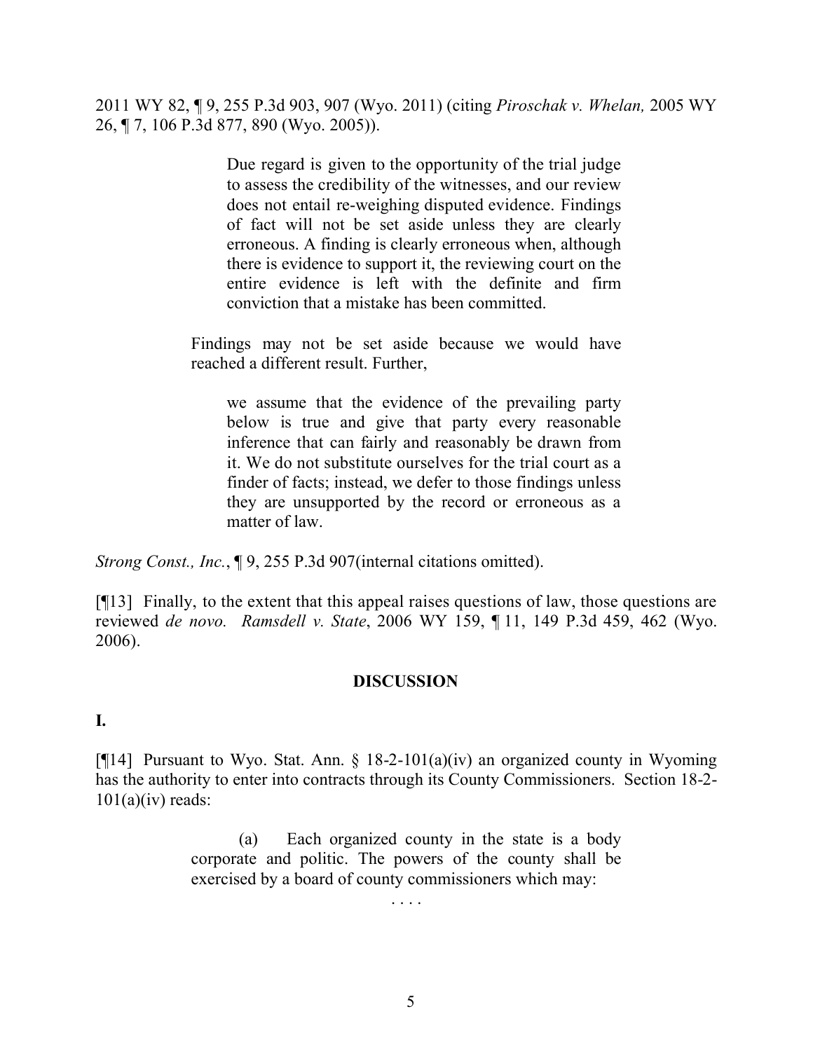2011 WY 82, ¶ 9, 255 P.3d 903, 907 (Wyo. 2011) (citing *Piroschak v. Whelan,* 2005 WY 26, ¶ 7, 106 P.3d 877, 890 (Wyo. 2005)).

> > Due regard is given to the opportunity of the trial judge to assess the credibility of the witnesses, and our review does not entail re-weighing disputed evidence. Findings of fact will not be set aside unless they are clearly erroneous. A finding is clearly erroneous when, although there is evidence to support it, the reviewing court on the entire evidence is left with the definite and firm conviction that a mistake has been committed.
>
> Findings may not be set aside because we would have reached a different result. Further,
>
> > we assume that the evidence of the prevailing party below is true and give that party every reasonable inference that can fairly and reasonably be drawn from it. We do not substitute ourselves for the trial court as a finder of facts; instead, we defer to those findings unless they are unsupported by the record or erroneous as a matter of law.

*Strong Const., Inc.*, ¶ 9, 255 P.3d 907(internal citations omitted).

[¶13] Finally, to the extent that this appeal raises questions of law, those questions are reviewed *de novo. Ramsdell v. State*, 2006 WY 159, ¶ 11, 149 P.3d 459, 462 (Wyo. 2006).

## DISCUSSION

**I.**

[¶14] Pursuant to Wyo. Stat. Ann. § 18-2-101(a)(iv) an organized county in Wyoming has the authority to enter into contracts through its County Commissioners. Section 18-2-101(a)(iv) reads:

> (a) Each organized county in the state is a body corporate and politic. The powers of the county shall be exercised by a board of county commissioners which may:
>
> . . . .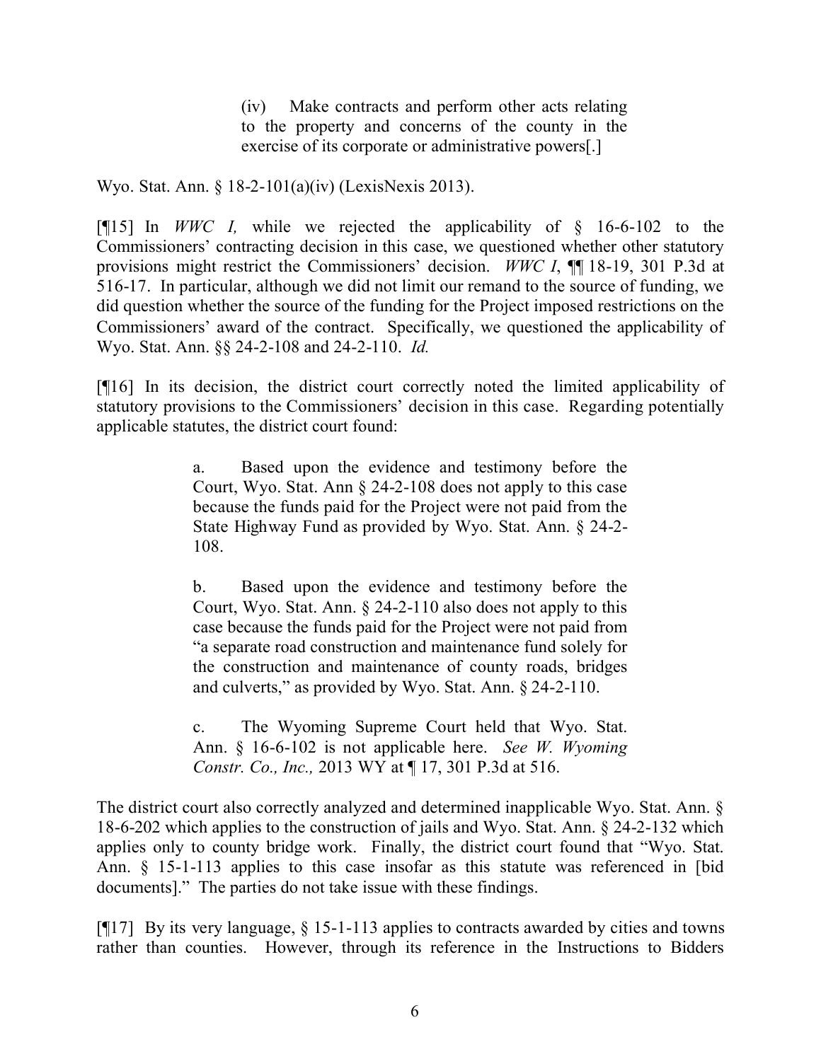> (iv) Make contracts and perform other acts relating to the property and concerns of the county in the exercise of its corporate or administrative powers[.]

Wyo. Stat. Ann. § 18-2-101(a)(iv) (LexisNexis 2013).

[¶15] In *WWC I,* while we rejected the applicability of § 16-6-102 to the Commissioners' contracting decision in this case, we questioned whether other statutory provisions might restrict the Commissioners' decision. *WWC I*, ¶¶ 18-19, 301 P.3d at 516-17. In particular, although we did not limit our remand to the source of funding, we did question whether the source of the funding for the Project imposed restrictions on the Commissioners' award of the contract. Specifically, we questioned the applicability of Wyo. Stat. Ann. §§ 24-2-108 and 24-2-110. *Id.*

[¶16] In its decision, the district court correctly noted the limited applicability of statutory provisions to the Commissioners' decision in this case. Regarding potentially applicable statutes, the district court found:

> a. Based upon the evidence and testimony before the Court, Wyo. Stat. Ann § 24-2-108 does not apply to this case because the funds paid for the Project were not paid from the State Highway Fund as provided by Wyo. Stat. Ann. § 24-2-108.
>
> b. Based upon the evidence and testimony before the Court, Wyo. Stat. Ann. § 24-2-110 also does not apply to this case because the funds paid for the Project were not paid from "a separate road construction and maintenance fund solely for the construction and maintenance of county roads, bridges and culverts," as provided by Wyo. Stat. Ann. § 24-2-110.
>
> c. The Wyoming Supreme Court held that Wyo. Stat. Ann. § 16-6-102 is not applicable here. *See W. Wyoming Constr. Co., Inc.,* 2013 WY at ¶ 17, 301 P.3d at 516.

The district court also correctly analyzed and determined inapplicable Wyo. Stat. Ann. § 18-6-202 which applies to the construction of jails and Wyo. Stat. Ann. § 24-2-132 which applies only to county bridge work. Finally, the district court found that "Wyo. Stat. Ann. § 15-1-113 applies to this case insofar as this statute was referenced in [bid documents]." The parties do not take issue with these findings.

[¶17] By its very language, § 15-1-113 applies to contracts awarded by cities and towns rather than counties. However, through its reference in the Instructions to Bidders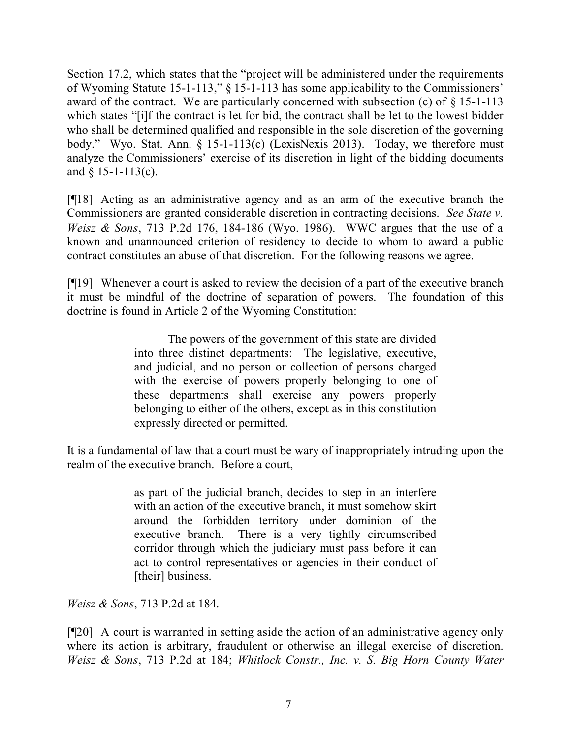Section 17.2, which states that the "project will be administered under the requirements of Wyoming Statute 15-1-113," § 15-1-113 has some applicability to the Commissioners' award of the contract. We are particularly concerned with subsection (c) of § 15-1-113 which states "[i]f the contract is let for bid, the contract shall be let to the lowest bidder who shall be determined qualified and responsible in the sole discretion of the governing body." Wyo. Stat. Ann. § 15-1-113(c) (LexisNexis 2013). Today, we therefore must analyze the Commissioners' exercise of its discretion in light of the bidding documents and § 15-1-113(c).

[¶18] Acting as an administrative agency and as an arm of the executive branch the Commissioners are granted considerable discretion in contracting decisions. *See State v. Weisz & Sons*, 713 P.2d 176, 184-186 (Wyo. 1986). WWC argues that the use of a known and unannounced criterion of residency to decide to whom to award a public contract constitutes an abuse of that discretion. For the following reasons we agree.

[¶19] Whenever a court is asked to review the decision of a part of the executive branch it must be mindful of the doctrine of separation of powers. The foundation of this doctrine is found in Article 2 of the Wyoming Constitution:

> The powers of the government of this state are divided into three distinct departments: The legislative, executive, and judicial, and no person or collection of persons charged with the exercise of powers properly belonging to one of these departments shall exercise any powers properly belonging to either of the others, except as in this constitution expressly directed or permitted.

It is a fundamental of law that a court must be wary of inappropriately intruding upon the realm of the executive branch. Before a court,

> as part of the judicial branch, decides to step in an interfere with an action of the executive branch, it must somehow skirt around the forbidden territory under dominion of the executive branch. There is a very tightly circumscribed corridor through which the judiciary must pass before it can act to control representatives or agencies in their conduct of [their] business.

*Weisz & Sons*, 713 P.2d at 184.

[¶20] A court is warranted in setting aside the action of an administrative agency only where its action is arbitrary, fraudulent or otherwise an illegal exercise of discretion. *Weisz & Sons*, 713 P.2d at 184; *Whitlock Constr., Inc. v. S. Big Horn County Water*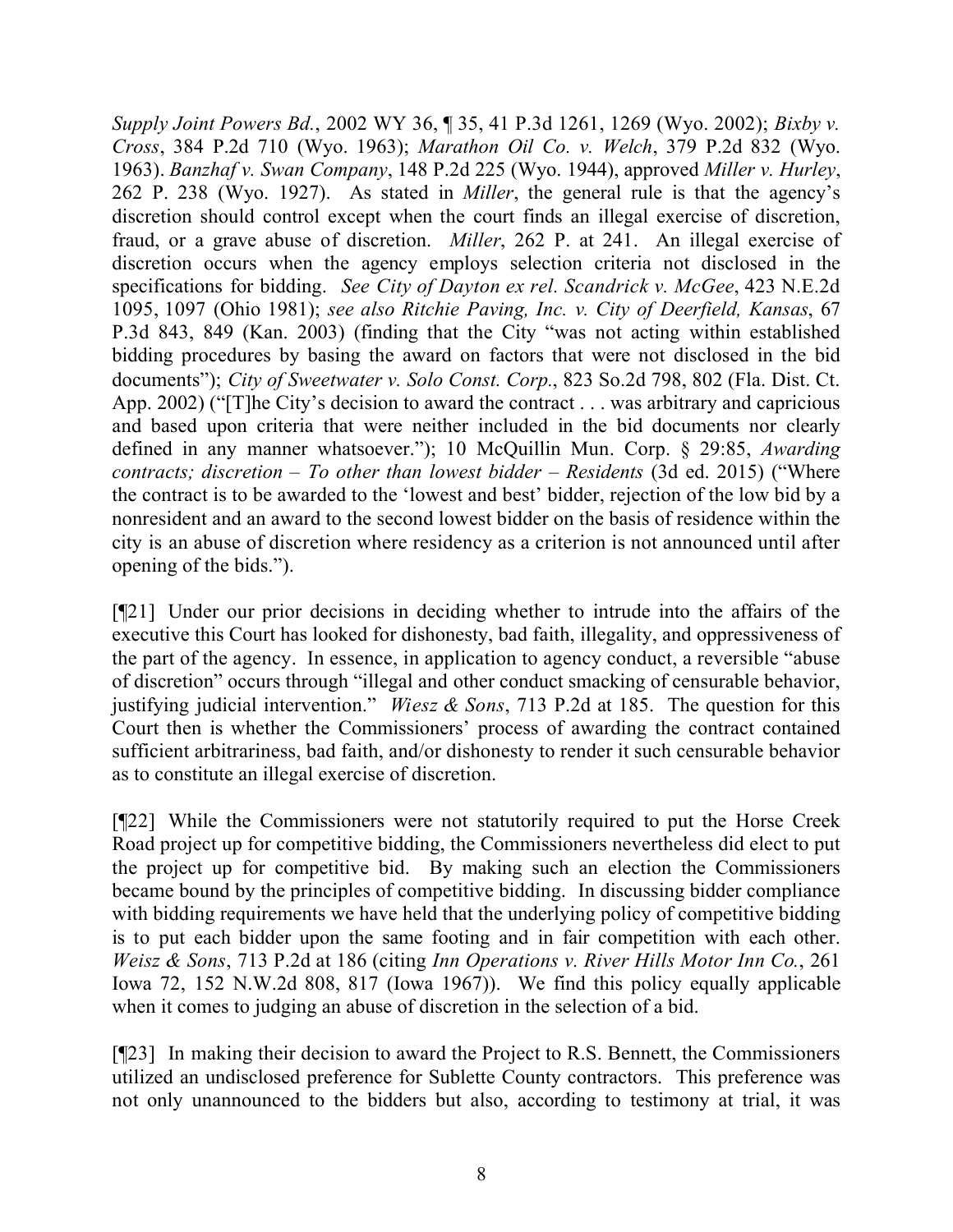*Supply Joint Powers Bd.*, 2002 WY 36, ¶ 35, 41 P.3d 1261, 1269 (Wyo. 2002); *Bixby v. Cross*, 384 P.2d 710 (Wyo. 1963); *Marathon Oil Co. v. Welch*, 379 P.2d 832 (Wyo. 1963). *Banzhaf v. Swan Company*, 148 P.2d 225 (Wyo. 1944), approved *Miller v. Hurley*, 262 P. 238 (Wyo. 1927). As stated in *Miller*, the general rule is that the agency's discretion should control except when the court finds an illegal exercise of discretion, fraud, or a grave abuse of discretion. *Miller*, 262 P. at 241. An illegal exercise of discretion occurs when the agency employs selection criteria not disclosed in the specifications for bidding. *See City of Dayton ex rel. Scandrick v. McGee*, 423 N.E.2d 1095, 1097 (Ohio 1981); *see also Ritchie Paving, Inc. v. City of Deerfield, Kansas*, 67 P.3d 843, 849 (Kan. 2003) (finding that the City "was not acting within established bidding procedures by basing the award on factors that were not disclosed in the bid documents"); *City of Sweetwater v. Solo Const. Corp.*, 823 So.2d 798, 802 (Fla. Dist. Ct. App. 2002) ("[T]he City's decision to award the contract . . . was arbitrary and capricious and based upon criteria that were neither included in the bid documents nor clearly defined in any manner whatsoever."); 10 McQuillin Mun. Corp. § 29:85, *Awarding contracts; discretion – To other than lowest bidder – Residents* (3d ed. 2015) ("Where the contract is to be awarded to the 'lowest and best' bidder, rejection of the low bid by a nonresident and an award to the second lowest bidder on the basis of residence within the city is an abuse of discretion where residency as a criterion is not announced until after opening of the bids.").

[¶21] Under our prior decisions in deciding whether to intrude into the affairs of the executive this Court has looked for dishonesty, bad faith, illegality, and oppressiveness of the part of the agency. In essence, in application to agency conduct, a reversible "abuse of discretion" occurs through "illegal and other conduct smacking of censurable behavior, justifying judicial intervention." *Wiesz & Sons*, 713 P.2d at 185. The question for this Court then is whether the Commissioners' process of awarding the contract contained sufficient arbitrariness, bad faith, and/or dishonesty to render it such censurable behavior as to constitute an illegal exercise of discretion.

[¶22] While the Commissioners were not statutorily required to put the Horse Creek Road project up for competitive bidding, the Commissioners nevertheless did elect to put the project up for competitive bid. By making such an election the Commissioners became bound by the principles of competitive bidding. In discussing bidder compliance with bidding requirements we have held that the underlying policy of competitive bidding is to put each bidder upon the same footing and in fair competition with each other. *Weisz & Sons*, 713 P.2d at 186 (citing *Inn Operations v. River Hills Motor Inn Co.*, 261 Iowa 72, 152 N.W.2d 808, 817 (Iowa 1967)). We find this policy equally applicable when it comes to judging an abuse of discretion in the selection of a bid.

[¶23] In making their decision to award the Project to R.S. Bennett, the Commissioners utilized an undisclosed preference for Sublette County contractors. This preference was not only unannounced to the bidders but also, according to testimony at trial, it was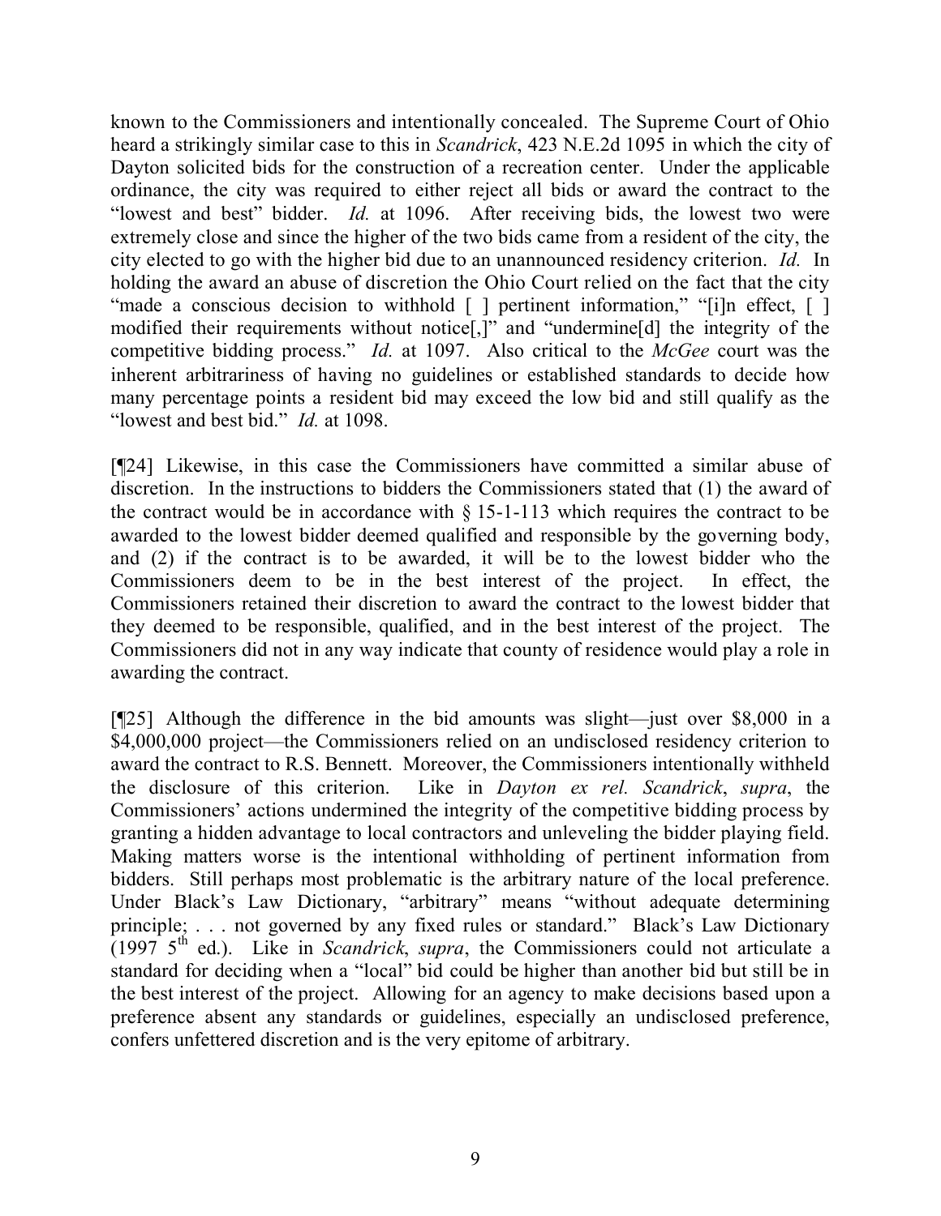known to the Commissioners and intentionally concealed. The Supreme Court of Ohio heard a strikingly similar case to this in *Scandrick*, 423 N.E.2d 1095 in which the city of Dayton solicited bids for the construction of a recreation center. Under the applicable ordinance, the city was required to either reject all bids or award the contract to the "lowest and best" bidder. *Id.* at 1096. After receiving bids, the lowest two were extremely close and since the higher of the two bids came from a resident of the city, the city elected to go with the higher bid due to an unannounced residency criterion. *Id.* In holding the award an abuse of discretion the Ohio Court relied on the fact that the city "made a conscious decision to withhold [ ] pertinent information," "[i]n effect, [ ] modified their requirements without notice[,]" and "undermine[d] the integrity of the competitive bidding process." *Id.* at 1097. Also critical to the *McGee* court was the inherent arbitrariness of having no guidelines or established standards to decide how many percentage points a resident bid may exceed the low bid and still qualify as the "lowest and best bid." *Id.* at 1098.

[¶24] Likewise, in this case the Commissioners have committed a similar abuse of discretion. In the instructions to bidders the Commissioners stated that (1) the award of the contract would be in accordance with § 15-1-113 which requires the contract to be awarded to the lowest bidder deemed qualified and responsible by the governing body, and (2) if the contract is to be awarded, it will be to the lowest bidder who the Commissioners deem to be in the best interest of the project. In effect, the Commissioners retained their discretion to award the contract to the lowest bidder that they deemed to be responsible, qualified, and in the best interest of the project. The Commissioners did not in any way indicate that county of residence would play a role in awarding the contract.

[¶25] Although the difference in the bid amounts was slight—just over $8,000 in a $4,000,000 project—the Commissioners relied on an undisclosed residency criterion to award the contract to R.S. Bennett. Moreover, the Commissioners intentionally withheld the disclosure of this criterion. Like in *Dayton ex rel. Scandrick*, *supra*, the Commissioners' actions undermined the integrity of the competitive bidding process by granting a hidden advantage to local contractors and unleveling the bidder playing field. Making matters worse is the intentional withholding of pertinent information from bidders. Still perhaps most problematic is the arbitrary nature of the local preference. Under Black's Law Dictionary, "arbitrary" means "without adequate determining principle; . . . not governed by any fixed rules or standard." Black's Law Dictionary (1997 5th ed.). Like in *Scandrick*, *supra*, the Commissioners could not articulate a standard for deciding when a "local" bid could be higher than another bid but still be in the best interest of the project. Allowing for an agency to make decisions based upon a preference absent any standards or guidelines, especially an undisclosed preference, confers unfettered discretion and is the very epitome of arbitrary.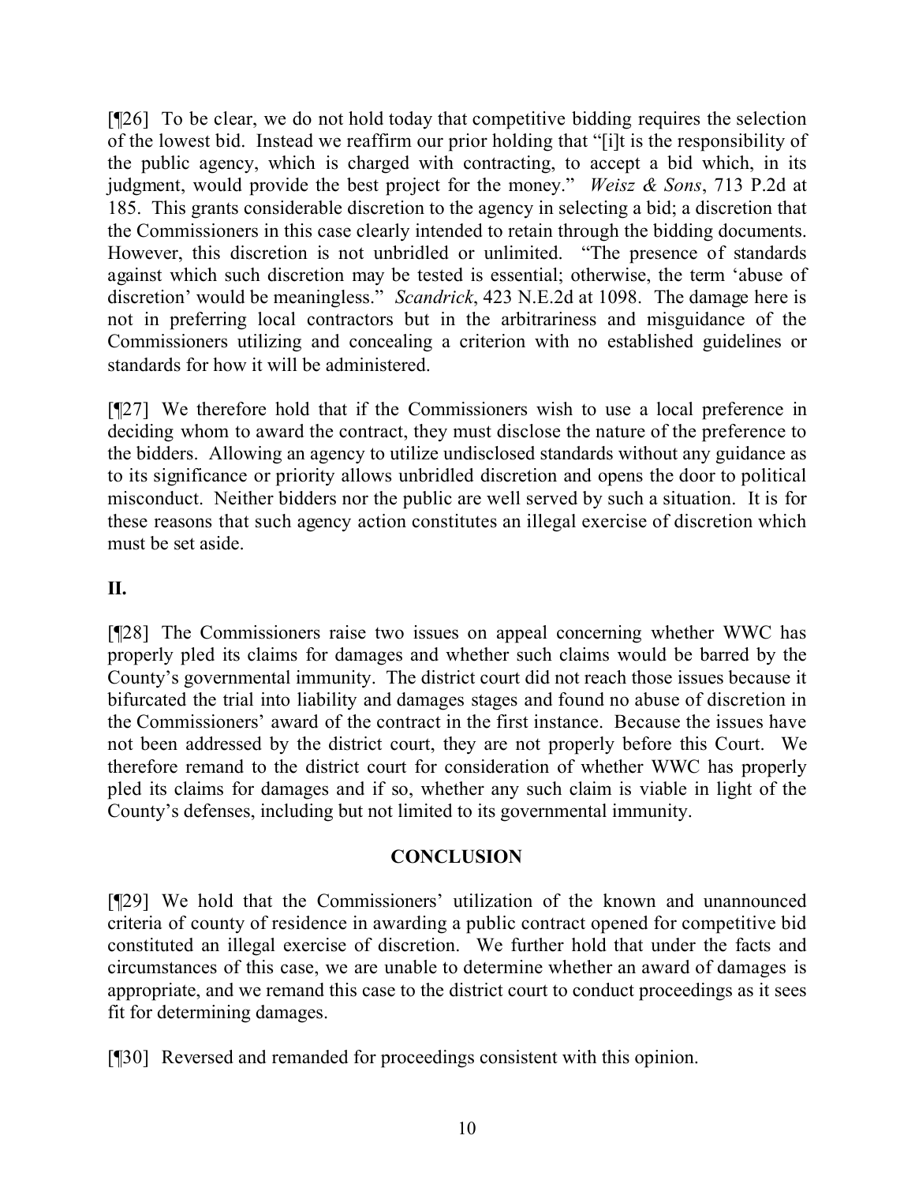[¶26] To be clear, we do not hold today that competitive bidding requires the selection of the lowest bid. Instead we reaffirm our prior holding that "[i]t is the responsibility of the public agency, which is charged with contracting, to accept a bid which, in its judgment, would provide the best project for the money." *Weisz & Sons*, 713 P.2d at 185. This grants considerable discretion to the agency in selecting a bid; a discretion that the Commissioners in this case clearly intended to retain through the bidding documents. However, this discretion is not unbridled or unlimited. "The presence of standards against which such discretion may be tested is essential; otherwise, the term 'abuse of discretion' would be meaningless." *Scandrick*, 423 N.E.2d at 1098. The damage here is not in preferring local contractors but in the arbitrariness and misguidance of the Commissioners utilizing and concealing a criterion with no established guidelines or standards for how it will be administered.

[¶27] We therefore hold that if the Commissioners wish to use a local preference in deciding whom to award the contract, they must disclose the nature of the preference to the bidders. Allowing an agency to utilize undisclosed standards without any guidance as to its significance or priority allows unbridled discretion and opens the door to political misconduct. Neither bidders nor the public are well served by such a situation. It is for these reasons that such agency action constitutes an illegal exercise of discretion which must be set aside.

## II.

[¶28] The Commissioners raise two issues on appeal concerning whether WWC has properly pled its claims for damages and whether such claims would be barred by the County's governmental immunity. The district court did not reach those issues because it bifurcated the trial into liability and damages stages and found no abuse of discretion in the Commissioners' award of the contract in the first instance. Because the issues have not been addressed by the district court, they are not properly before this Court. We therefore remand to the district court for consideration of whether WWC has properly pled its claims for damages and if so, whether any such claim is viable in light of the County's defenses, including but not limited to its governmental immunity.

## CONCLUSION

[¶29] We hold that the Commissioners' utilization of the known and unannounced criteria of county of residence in awarding a public contract opened for competitive bid constituted an illegal exercise of discretion. We further hold that under the facts and circumstances of this case, we are unable to determine whether an award of damages is appropriate, and we remand this case to the district court to conduct proceedings as it sees fit for determining damages.

[¶30] Reversed and remanded for proceedings consistent with this opinion.